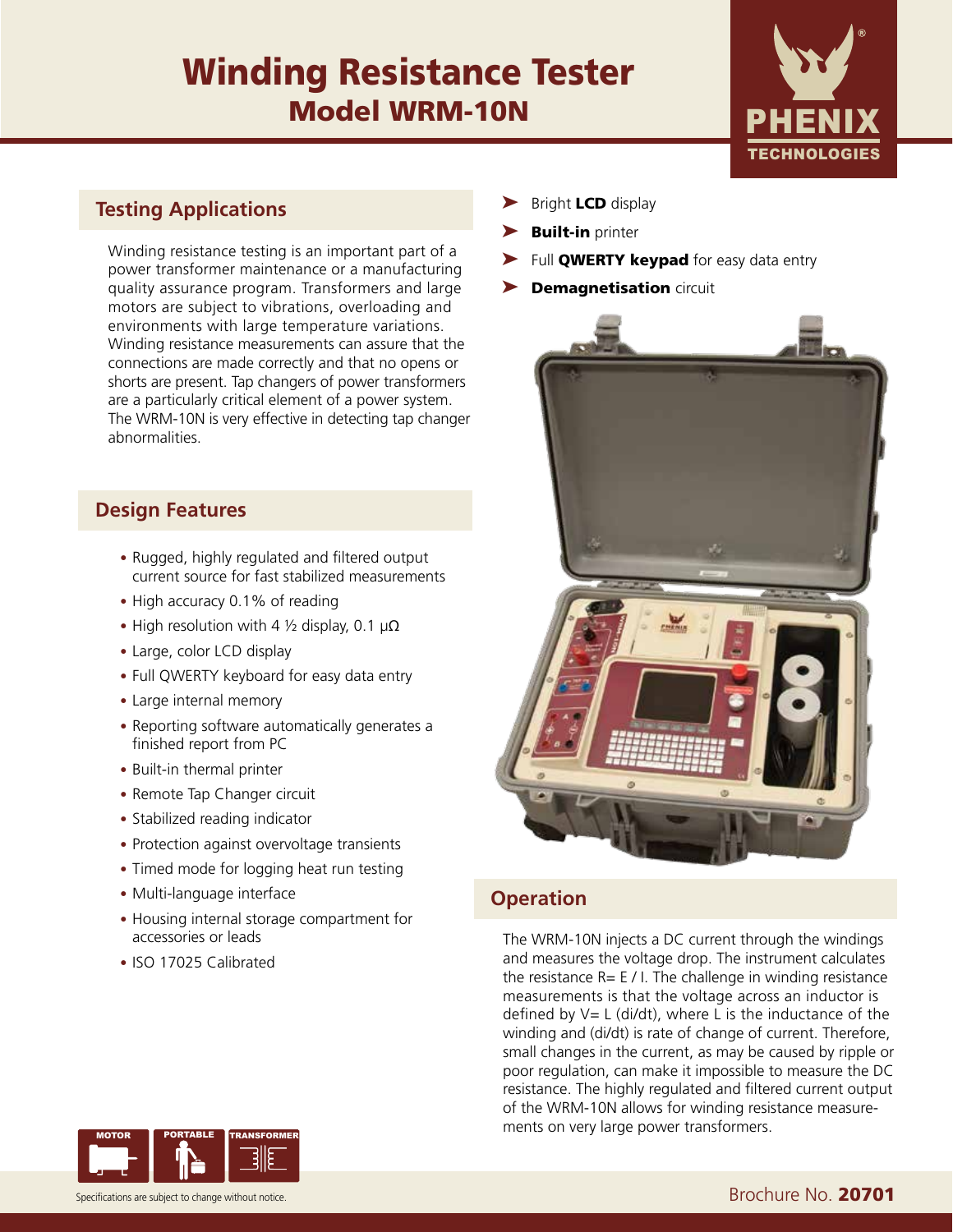# Winding Resistance Tester

## Model WRM-10N

## Testing Applications

Winding resistance testing is an important part of a power transformer maintenance or a manufacturing quality assurance program. Transformers and large motors are subject to vibrations, overloading and environments with large temperature variations. Winding resistance measurements can assure that the connections are made correctly and that no opens or shorts are present. Tap changers of power transformers are a particularly critical element of a power system. The WRM-10N is very effective in detecting tap changer abnormalities.

## Design Features

- Rugged, highly regulated and filtered output current source for fast stabilized measurements
- High accuracy 0.1% of reading
- High resolution with 4 ½ display, 0.1 µΩ
- Large, color LCD display
- Full QWERTY keyboard for easy data entry
- Large internal memory
- Reporting software automatically generates a finished report from PC
- Built-in thermal printer
- Remote Tap Changer circuit
- Stabilized reading indicator
- Protection against overvoltage transients
- Timed mode for logging heat run testing
- Multi-language interface
- Housing internal storage compartment for accessories or leads
- ISO 17025 Calibrated

- Bright **LCD** display
- **Built-in** printer
- Full **QWERTY keypad** for easy data entry
- **Demagnetisation** circuit

## Operation

The WRM-10N injects a DC current through the windings and measures the voltage drop. The instrument calculates the resistance R= E / I. The challenge in winding resistance measurements is that the voltage across an inductor is defined by V= L (di/dt), where L is the inductance of the winding and (di/dt) is rate of change of current. Therefore, small changes in the current, as may be caused by ripple or poor regulation, can make it impossible to measure the DC resistance. The highly regulated and filtered current output of the WRM-10N allows for winding resistance measurements on very large power transformers.

MOTOR | PORTABLE | TRANSFORMER

Specifications are subject to change without notice.

Brochure No. **20701**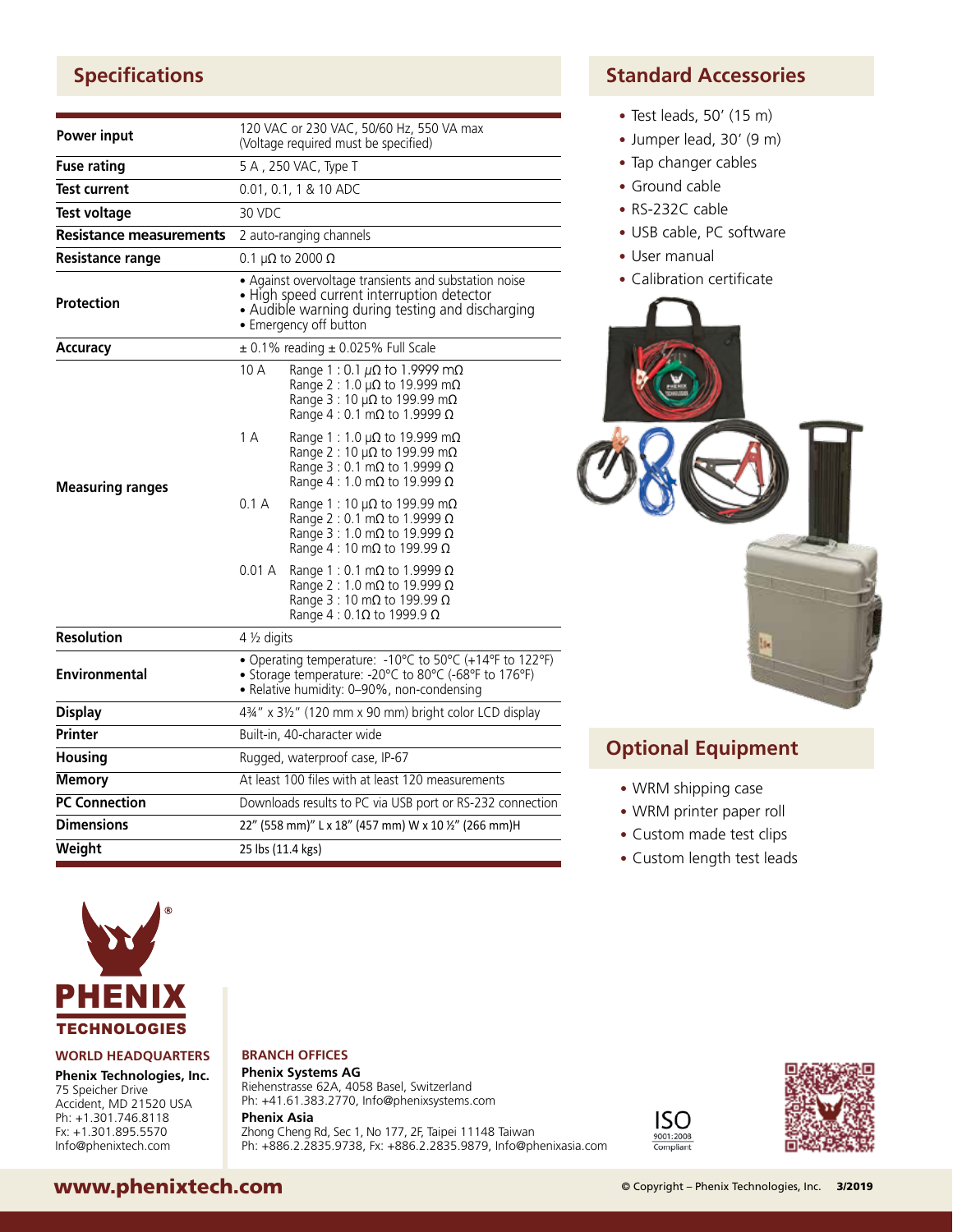## Specifications

| | | |
|---|---|---|
| **Power input** | 120 VAC or 230 VAC, 50/60 Hz, 550 VA max<br>(Voltage required must be specified) | |
| **Fuse rating** | 5 A , 250 VAC, Type T | |
| **Test current** | 0.01, 0.1, 1 & 10 ADC | |
| **Test voltage** | 30 VDC | |
| **Resistance measurements** | 2 auto-ranging channels | |
| **Resistance range** | 0.1 µΩ to 2000 Ω | |
| **Protection** | • Against overvoltage transients and substation noise<br>• High speed current interruption detector<br>• Audible warning during testing and discharging<br>• Emergency off button | |
| **Accuracy** | ± 0.1% reading ± 0.025% Full Scale | |
| **Measuring ranges** | 10 A | Range 1 : 0.1 µΩ to 1.9999 mΩ<br>Range 2 : 1.0 µΩ to 19.999 mΩ<br>Range 3 : 10 µΩ to 199.99 mΩ<br>Range 4 : 0.1 mΩ to 1.9999 Ω |
| | 1 A | Range 1 : 1.0 µΩ to 19.999 mΩ<br>Range 2 : 10 µΩ to 199.99 mΩ<br>Range 3 : 0.1 mΩ to 1.9999 Ω<br>Range 4 : 1.0 mΩ to 19.999 Ω |
| | 0.1 A | Range 1 : 10 µΩ to 199.99 mΩ<br>Range 2 : 0.1 mΩ to 1.9999 Ω<br>Range 3 : 1.0 mΩ to 19.999 Ω<br>Range 4 : 10 mΩ to 199.99 Ω |
| | 0.01 A | Range 1 : 0.1 mΩ to 1.9999 Ω<br>Range 2 : 1.0 mΩ to 19.999 Ω<br>Range 3 : 10 mΩ to 199.99 Ω<br>Range 4 : 0.1Ω to 1999.9 Ω |
| **Resolution** | 4 ½ digits | |
| **Environmental** | • Operating temperature: -10°C to 50°C (+14°F to 122°F)<br>• Storage temperature: -20°C to 80°C (-68°F to 176°F)<br>• Relative humidity: 0–90%, non-condensing | |
| **Display** | 4¾" x 3½" (120 mm x 90 mm) bright color LCD display | |
| **Printer** | Built-in, 40-character wide | |
| **Housing** | Rugged, waterproof case, IP-67 | |
| **Memory** | At least 100 files with at least 120 measurements | |
| **PC Connection** | Downloads results to PC via USB port or RS-232 connection | |
| **Dimensions** | 22" (558 mm)" L x 18" (457 mm) W x 10 ½" (266 mm)H | |
| **Weight** | 25 lbs (11.4 kgs) | |

## Standard Accessories

- Test leads, 50' (15 m)
- Jumper lead, 30' (9 m)
- Tap changer cables
- Ground cable
- RS-232C cable
- USB cable, PC software
- User manual
- Calibration certificate

## Optional Equipment

- WRM shipping case
- WRM printer paper roll
- Custom made test clips
- Custom length test leads

**PHENIX TECHNOLOGIES**

**WORLD HEADQUARTERS**

**Phenix Technologies, Inc.**
75 Speicher Drive
Accident, MD 21520 USA
Ph: +1.301.746.8118
Fx: +1.301.895.5570
Info@phenixtech.com

**BRANCH OFFICES**

**Phenix Systems AG**
Riehenstrasse 62A, 4058 Basel, Switzerland
Ph: +41.61.383.2770, Info@phenixsystems.com

**Phenix Asia**
Zhong Cheng Rd, Sec 1, No 177, 2F, Taipei 11148 Taiwan
Ph: +886.2.2835.9738, Fx: +886.2.2835.9879, Info@phenixasia.com

ISO 9001:2008 Compliant

**www.phenixtech.com**

© Copyright – Phenix Technologies, Inc. **3/2019**